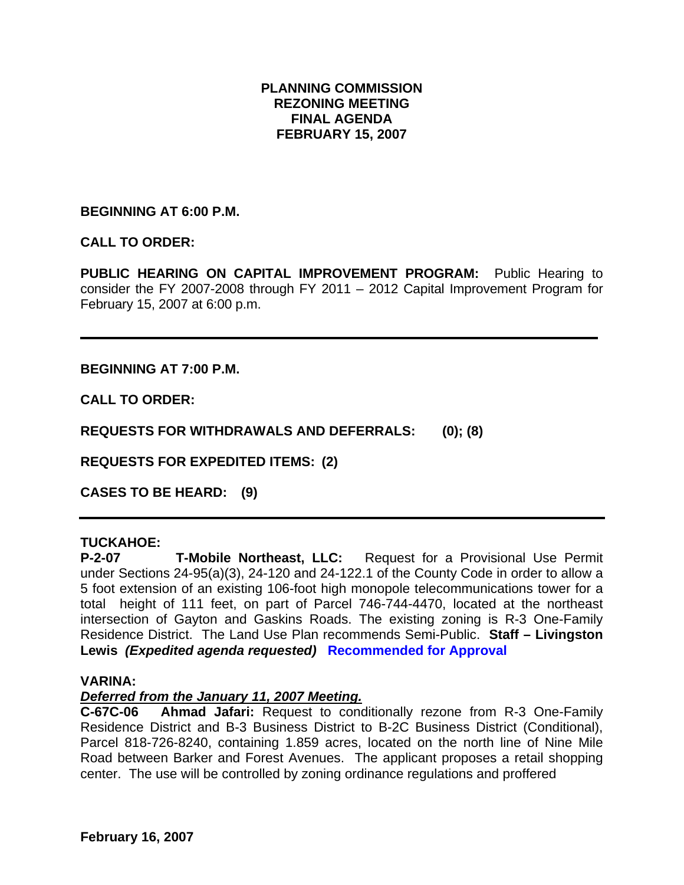# PLANNING COMMISSION
# REZONING MEETING
# FINAL AGENDA
# FEBRUARY 15, 2007

**BEGINNING AT 6:00 P.M.**

**CALL TO ORDER:**

**PUBLIC HEARING ON CAPITAL IMPROVEMENT PROGRAM:** Public Hearing to consider the FY 2007-2008 through FY 2011 – 2012 Capital Improvement Program for February 15, 2007 at 6:00 p.m.

---

**BEGINNING AT 7:00 P.M.**

**CALL TO ORDER:**

**REQUESTS FOR WITHDRAWALS AND DEFERRALS: (0); (8)**

**REQUESTS FOR EXPEDITED ITEMS: (2)**

**CASES TO BE HEARD: (9)**

---

**TUCKAHOE:**

**P-2-07 T-Mobile Northeast, LLC:** Request for a Provisional Use Permit under Sections 24-95(a)(3), 24-120 and 24-122.1 of the County Code in order to allow a 5 foot extension of an existing 106-foot high monopole telecommunications tower for a total height of 111 feet, on part of Parcel 746-744-4470, located at the northeast intersection of Gayton and Gaskins Roads. The existing zoning is R-3 One-Family Residence District. The Land Use Plan recommends Semi-Public. **Staff – Livingston Lewis** ***(Expedited agenda requested)*** **Recommended for Approval**

**VARINA:**

***Deferred from the January 11, 2007 Meeting.***

**C-67C-06 Ahmad Jafari:** Request to conditionally rezone from R-3 One-Family Residence District and B-3 Business District to B-2C Business District (Conditional), Parcel 818-726-8240, containing 1.859 acres, located on the north line of Nine Mile Road between Barker and Forest Avenues. The applicant proposes a retail shopping center. The use will be controlled by zoning ordinance regulations and proffered

**February 16, 2007**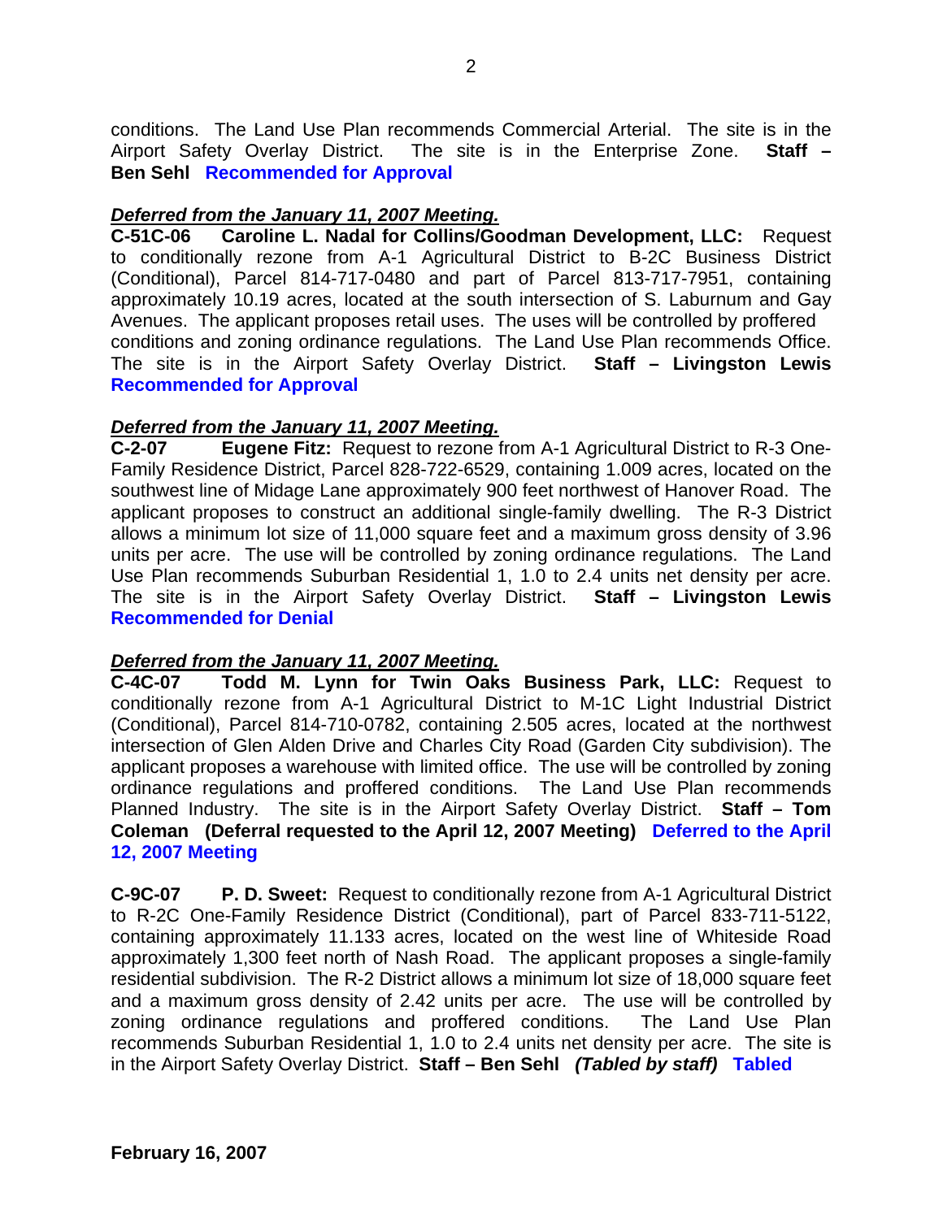conditions. The Land Use Plan recommends Commercial Arterial. The site is in the Airport Safety Overlay District. The site is in the Enterprise Zone. **Staff – Ben Sehl** **Recommended for Approval**

***Deferred from the January 11, 2007 Meeting.***
**C-51C-06 Caroline L. Nadal for Collins/Goodman Development, LLC:** Request to conditionally rezone from A-1 Agricultural District to B-2C Business District (Conditional), Parcel 814-717-0480 and part of Parcel 813-717-7951, containing approximately 10.19 acres, located at the south intersection of S. Laburnum and Gay Avenues. The applicant proposes retail uses. The uses will be controlled by proffered conditions and zoning ordinance regulations. The Land Use Plan recommends Office. The site is in the Airport Safety Overlay District. **Staff – Livingston Lewis** **Recommended for Approval**

***Deferred from the January 11, 2007 Meeting.***
**C-2-07 Eugene Fitz:** Request to rezone from A-1 Agricultural District to R-3 One-Family Residence District, Parcel 828-722-6529, containing 1.009 acres, located on the southwest line of Midage Lane approximately 900 feet northwest of Hanover Road. The applicant proposes to construct an additional single-family dwelling. The R-3 District allows a minimum lot size of 11,000 square feet and a maximum gross density of 3.96 units per acre. The use will be controlled by zoning ordinance regulations. The Land Use Plan recommends Suburban Residential 1, 1.0 to 2.4 units net density per acre. The site is in the Airport Safety Overlay District. **Staff – Livingston Lewis** **Recommended for Denial**

***Deferred from the January 11, 2007 Meeting.***
**C-4C-07 Todd M. Lynn for Twin Oaks Business Park, LLC:** Request to conditionally rezone from A-1 Agricultural District to M-1C Light Industrial District (Conditional), Parcel 814-710-0782, containing 2.505 acres, located at the northwest intersection of Glen Alden Drive and Charles City Road (Garden City subdivision). The applicant proposes a warehouse with limited office. The use will be controlled by zoning ordinance regulations and proffered conditions. The Land Use Plan recommends Planned Industry. The site is in the Airport Safety Overlay District. **Staff – Tom Coleman (Deferral requested to the April 12, 2007 Meeting)** **Deferred to the April 12, 2007 Meeting**

**C-9C-07 P. D. Sweet:** Request to conditionally rezone from A-1 Agricultural District to R-2C One-Family Residence District (Conditional), part of Parcel 833-711-5122, containing approximately 11.133 acres, located on the west line of Whiteside Road approximately 1,300 feet north of Nash Road. The applicant proposes a single-family residential subdivision. The R-2 District allows a minimum lot size of 18,000 square feet and a maximum gross density of 2.42 units per acre. The use will be controlled by zoning ordinance regulations and proffered conditions. The Land Use Plan recommends Suburban Residential 1, 1.0 to 2.4 units net density per acre. The site is in the Airport Safety Overlay District. **Staff – Ben Sehl** ***(Tabled by staff)*** **Tabled**

**February 16, 2007**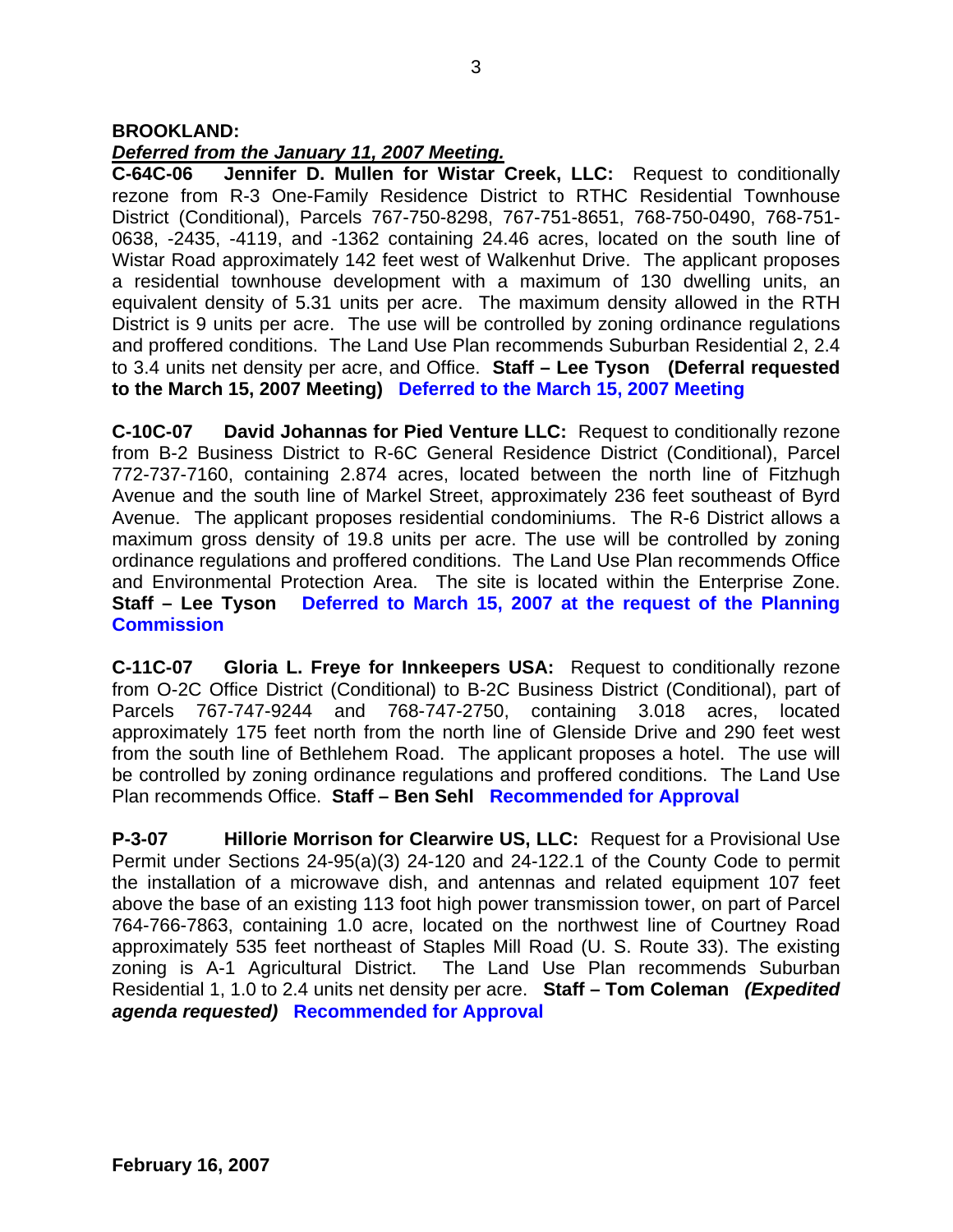**BROOKLAND:**

***Deferred from the January 11, 2007 Meeting.***

**C-64C-06 Jennifer D. Mullen for Wistar Creek, LLC:** Request to conditionally rezone from R-3 One-Family Residence District to RTHC Residential Townhouse District (Conditional), Parcels 767-750-8298, 767-751-8651, 768-750-0490, 768-751-0638, -2435, -4119, and -1362 containing 24.46 acres, located on the south line of Wistar Road approximately 142 feet west of Walkenhut Drive. The applicant proposes a residential townhouse development with a maximum of 130 dwelling units, an equivalent density of 5.31 units per acre. The maximum density allowed in the RTH District is 9 units per acre. The use will be controlled by zoning ordinance regulations and proffered conditions. The Land Use Plan recommends Suburban Residential 2, 2.4 to 3.4 units net density per acre, and Office. **Staff – Lee Tyson (Deferral requested to the March 15, 2007 Meeting) Deferred to the March 15, 2007 Meeting**

**C-10C-07 David Johannas for Pied Venture LLC:** Request to conditionally rezone from B-2 Business District to R-6C General Residence District (Conditional), Parcel 772-737-7160, containing 2.874 acres, located between the north line of Fitzhugh Avenue and the south line of Markel Street, approximately 236 feet southeast of Byrd Avenue. The applicant proposes residential condominiums. The R-6 District allows a maximum gross density of 19.8 units per acre. The use will be controlled by zoning ordinance regulations and proffered conditions. The Land Use Plan recommends Office and Environmental Protection Area. The site is located within the Enterprise Zone. **Staff – Lee Tyson Deferred to March 15, 2007 at the request of the Planning Commission**

**C-11C-07 Gloria L. Freye for Innkeepers USA:** Request to conditionally rezone from O-2C Office District (Conditional) to B-2C Business District (Conditional), part of Parcels 767-747-9244 and 768-747-2750, containing 3.018 acres, located approximately 175 feet north from the north line of Glenside Drive and 290 feet west from the south line of Bethlehem Road. The applicant proposes a hotel. The use will be controlled by zoning ordinance regulations and proffered conditions. The Land Use Plan recommends Office. **Staff – Ben Sehl Recommended for Approval**

**P-3-07 Hillorie Morrison for Clearwire US, LLC:** Request for a Provisional Use Permit under Sections 24-95(a)(3) 24-120 and 24-122.1 of the County Code to permit the installation of a microwave dish, and antennas and related equipment 107 feet above the base of an existing 113 foot high power transmission tower, on part of Parcel 764-766-7863, containing 1.0 acre, located on the northwest line of Courtney Road approximately 535 feet northeast of Staples Mill Road (U. S. Route 33). The existing zoning is A-1 Agricultural District. The Land Use Plan recommends Suburban Residential 1, 1.0 to 2.4 units net density per acre. **Staff – Tom Coleman *(Expedited agenda requested)* Recommended for Approval**

**February 16, 2007**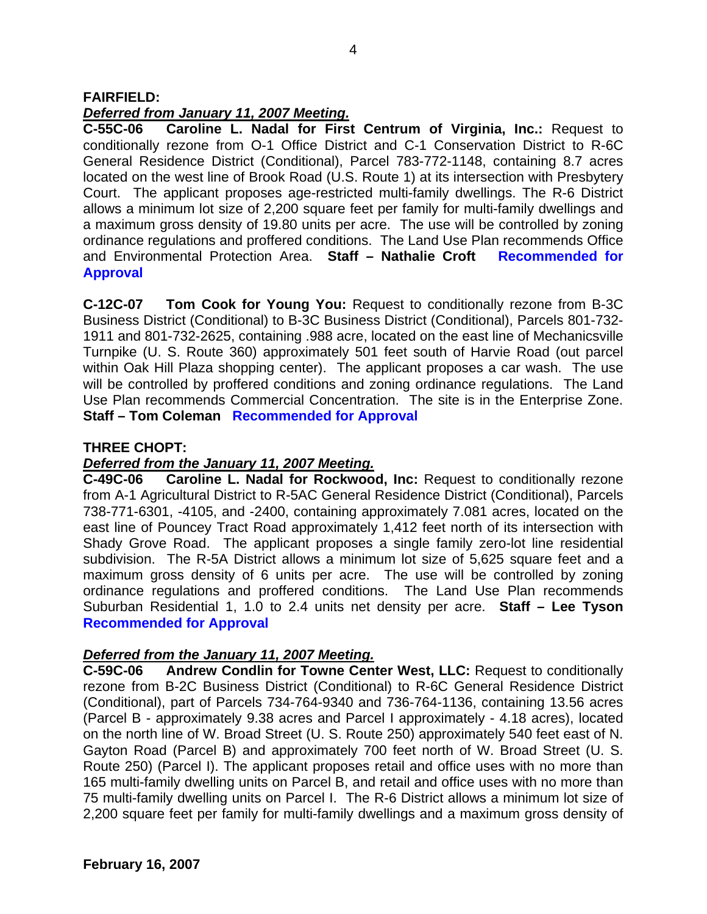**FAIRFIELD:**

***Deferred from January 11, 2007 Meeting.***

**C-55C-06 Caroline L. Nadal for First Centrum of Virginia, Inc.:** Request to conditionally rezone from O-1 Office District and C-1 Conservation District to R-6C General Residence District (Conditional), Parcel 783-772-1148, containing 8.7 acres located on the west line of Brook Road (U.S. Route 1) at its intersection with Presbytery Court. The applicant proposes age-restricted multi-family dwellings. The R-6 District allows a minimum lot size of 2,200 square feet per family for multi-family dwellings and a maximum gross density of 19.80 units per acre. The use will be controlled by zoning ordinance regulations and proffered conditions. The Land Use Plan recommends Office and Environmental Protection Area. **Staff – Nathalie Croft** **Recommended for Approval**

**C-12C-07 Tom Cook for Young You:** Request to conditionally rezone from B-3C Business District (Conditional) to B-3C Business District (Conditional), Parcels 801-732-1911 and 801-732-2625, containing .988 acre, located on the east line of Mechanicsville Turnpike (U. S. Route 360) approximately 501 feet south of Harvie Road (out parcel within Oak Hill Plaza shopping center). The applicant proposes a car wash. The use will be controlled by proffered conditions and zoning ordinance regulations. The Land Use Plan recommends Commercial Concentration. The site is in the Enterprise Zone. **Staff – Tom Coleman** **Recommended for Approval**

**THREE CHOPT:**

***Deferred from the January 11, 2007 Meeting.***

**C-49C-06 Caroline L. Nadal for Rockwood, Inc:** Request to conditionally rezone from A-1 Agricultural District to R-5AC General Residence District (Conditional), Parcels 738-771-6301, -4105, and -2400, containing approximately 7.081 acres, located on the east line of Pouncey Tract Road approximately 1,412 feet north of its intersection with Shady Grove Road. The applicant proposes a single family zero-lot line residential subdivision. The R-5A District allows a minimum lot size of 5,625 square feet and a maximum gross density of 6 units per acre. The use will be controlled by zoning ordinance regulations and proffered conditions. The Land Use Plan recommends Suburban Residential 1, 1.0 to 2.4 units net density per acre. **Staff – Lee Tyson** **Recommended for Approval**

***Deferred from the January 11, 2007 Meeting.***

**C-59C-06 Andrew Condlin for Towne Center West, LLC:** Request to conditionally rezone from B-2C Business District (Conditional) to R-6C General Residence District (Conditional), part of Parcels 734-764-9340 and 736-764-1136, containing 13.56 acres (Parcel B - approximately 9.38 acres and Parcel I approximately - 4.18 acres), located on the north line of W. Broad Street (U. S. Route 250) approximately 540 feet east of N. Gayton Road (Parcel B) and approximately 700 feet north of W. Broad Street (U. S. Route 250) (Parcel I). The applicant proposes retail and office uses with no more than 165 multi-family dwelling units on Parcel B, and retail and office uses with no more than 75 multi-family dwelling units on Parcel I. The R-6 District allows a minimum lot size of 2,200 square feet per family for multi-family dwellings and a maximum gross density of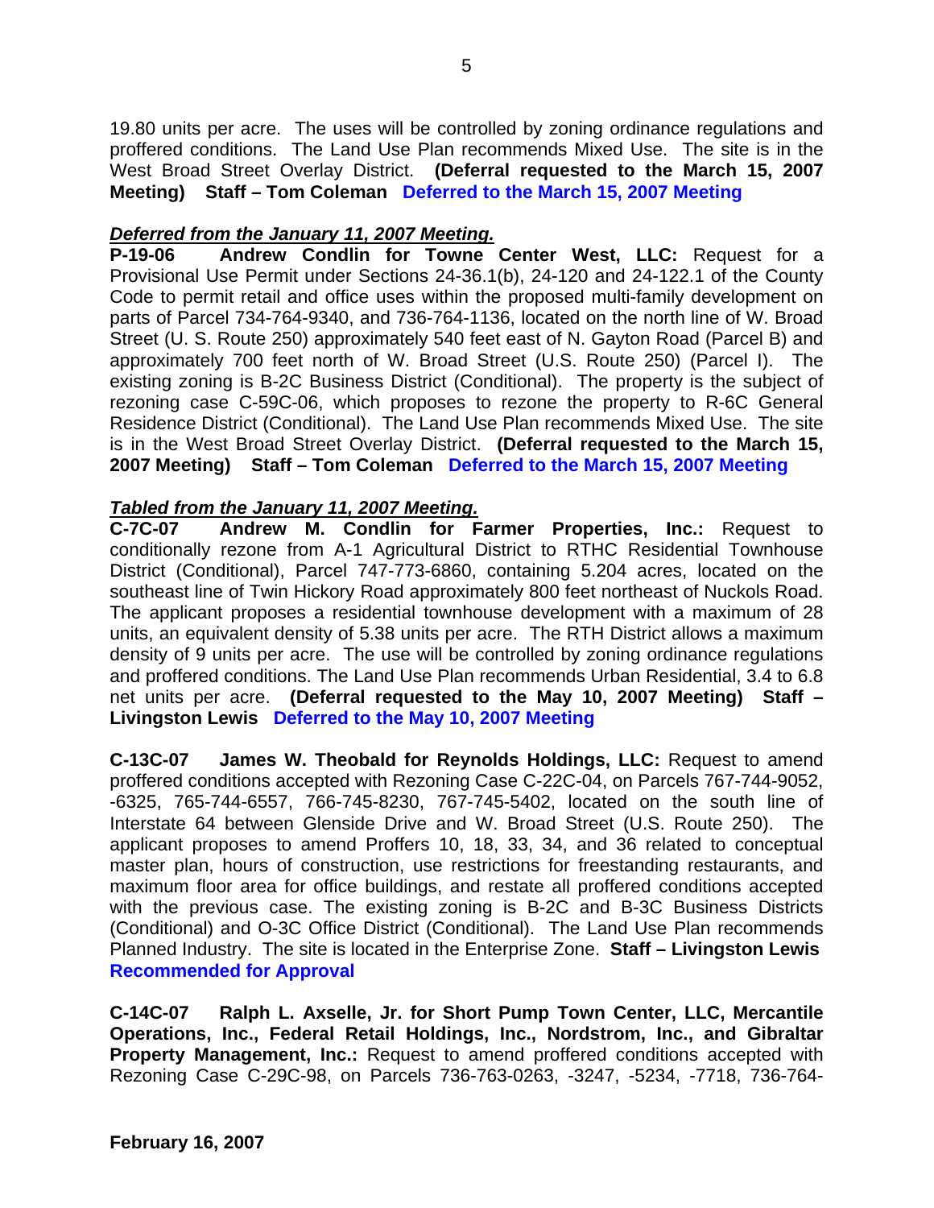19.80 units per acre. The uses will be controlled by zoning ordinance regulations and proffered conditions. The Land Use Plan recommends Mixed Use. The site is in the West Broad Street Overlay District. **(Deferral requested to the March 15, 2007 Meeting) Staff – Tom Coleman** **Deferred to the March 15, 2007 Meeting**

***Deferred from the January 11, 2007 Meeting.***

**P-19-06 Andrew Condlin for Towne Center West, LLC:** Request for a Provisional Use Permit under Sections 24-36.1(b), 24-120 and 24-122.1 of the County Code to permit retail and office uses within the proposed multi-family development on parts of Parcel 734-764-9340, and 736-764-1136, located on the north line of W. Broad Street (U. S. Route 250) approximately 540 feet east of N. Gayton Road (Parcel B) and approximately 700 feet north of W. Broad Street (U.S. Route 250) (Parcel I). The existing zoning is B-2C Business District (Conditional). The property is the subject of rezoning case C-59C-06, which proposes to rezone the property to R-6C General Residence District (Conditional). The Land Use Plan recommends Mixed Use. The site is in the West Broad Street Overlay District. **(Deferral requested to the March 15, 2007 Meeting) Staff – Tom Coleman** **Deferred to the March 15, 2007 Meeting**

***Tabled from the January 11, 2007 Meeting.***

**C-7C-07 Andrew M. Condlin for Farmer Properties, Inc.:** Request to conditionally rezone from A-1 Agricultural District to RTHC Residential Townhouse District (Conditional), Parcel 747-773-6860, containing 5.204 acres, located on the southeast line of Twin Hickory Road approximately 800 feet northeast of Nuckols Road. The applicant proposes a residential townhouse development with a maximum of 28 units, an equivalent density of 5.38 units per acre. The RTH District allows a maximum density of 9 units per acre. The use will be controlled by zoning ordinance regulations and proffered conditions. The Land Use Plan recommends Urban Residential, 3.4 to 6.8 net units per acre. **(Deferral requested to the May 10, 2007 Meeting) Staff – Livingston Lewis** **Deferred to the May 10, 2007 Meeting**

**C-13C-07 James W. Theobald for Reynolds Holdings, LLC:** Request to amend proffered conditions accepted with Rezoning Case C-22C-04, on Parcels 767-744-9052, -6325, 765-744-6557, 766-745-8230, 767-745-5402, located on the south line of Interstate 64 between Glenside Drive and W. Broad Street (U.S. Route 250). The applicant proposes to amend Proffers 10, 18, 33, 34, and 36 related to conceptual master plan, hours of construction, use restrictions for freestanding restaurants, and maximum floor area for office buildings, and restate all proffered conditions accepted with the previous case. The existing zoning is B-2C and B-3C Business Districts (Conditional) and O-3C Office District (Conditional). The Land Use Plan recommends Planned Industry. The site is located in the Enterprise Zone. **Staff – Livingston Lewis** **Recommended for Approval**

**C-14C-07 Ralph L. Axselle, Jr. for Short Pump Town Center, LLC, Mercantile Operations, Inc., Federal Retail Holdings, Inc., Nordstrom, Inc., and Gibraltar Property Management, Inc.:** Request to amend proffered conditions accepted with Rezoning Case C-29C-98, on Parcels 736-763-0263, -3247, -5234, -7718, 736-764-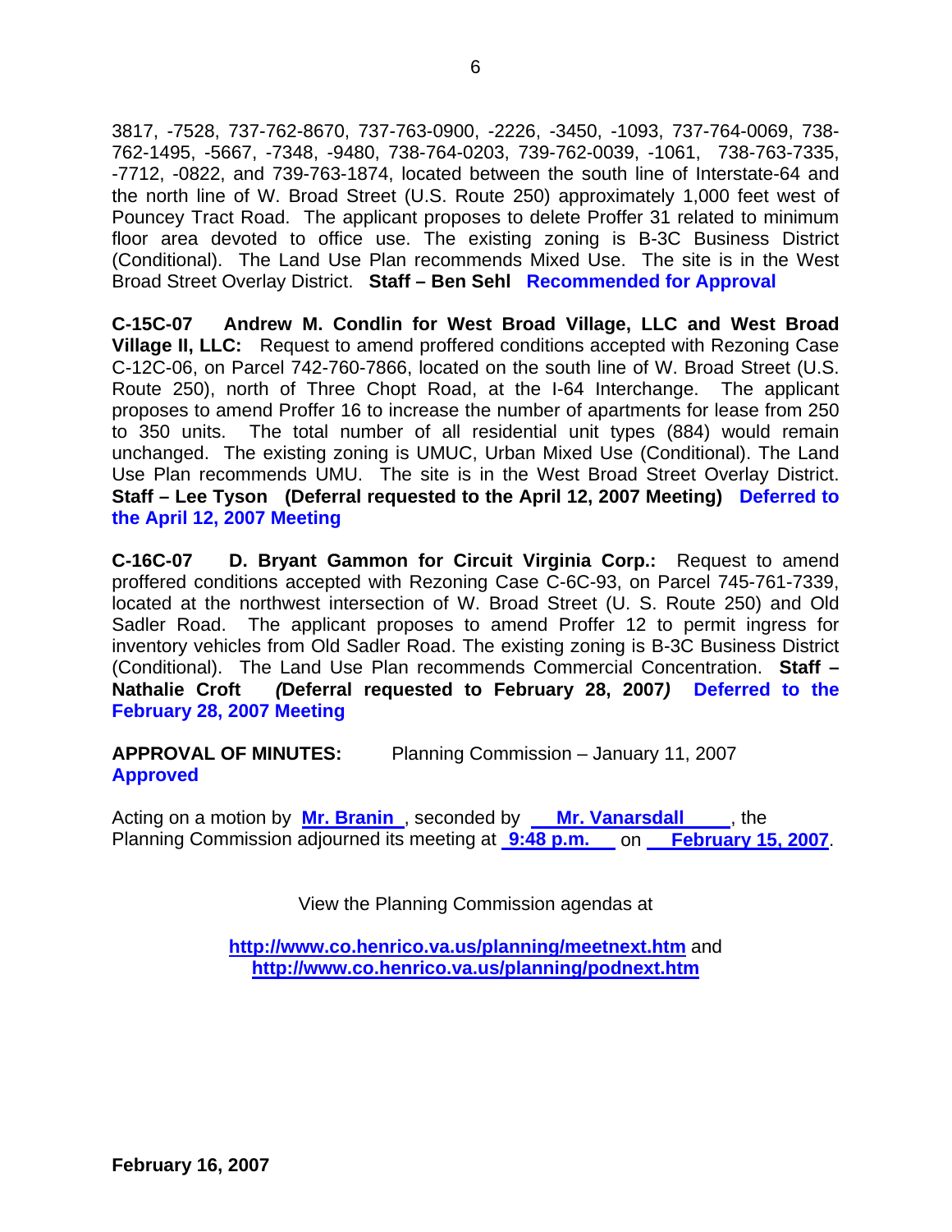3817, -7528, 737-762-8670, 737-763-0900, -2226, -3450, -1093, 737-764-0069, 738-762-1495, -5667, -7348, -9480, 738-764-0203, 739-762-0039, -1061, 738-763-7335, -7712, -0822, and 739-763-1874, located between the south line of Interstate-64 and the north line of W. Broad Street (U.S. Route 250) approximately 1,000 feet west of Pouncey Tract Road. The applicant proposes to delete Proffer 31 related to minimum floor area devoted to office use. The existing zoning is B-3C Business District (Conditional). The Land Use Plan recommends Mixed Use. The site is in the West Broad Street Overlay District. **Staff – Ben Sehl** **Recommended for Approval**

**C-15C-07 Andrew M. Condlin for West Broad Village, LLC and West Broad Village II, LLC:** Request to amend proffered conditions accepted with Rezoning Case C-12C-06, on Parcel 742-760-7866, located on the south line of W. Broad Street (U.S. Route 250), north of Three Chopt Road, at the I-64 Interchange. The applicant proposes to amend Proffer 16 to increase the number of apartments for lease from 250 to 350 units. The total number of all residential unit types (884) would remain unchanged. The existing zoning is UMUC, Urban Mixed Use (Conditional). The Land Use Plan recommends UMU. The site is in the West Broad Street Overlay District. **Staff – Lee Tyson (Deferral requested to the April 12, 2007 Meeting)** **Deferred to the April 12, 2007 Meeting**

**C-16C-07 D. Bryant Gammon for Circuit Virginia Corp.:** Request to amend proffered conditions accepted with Rezoning Case C-6C-93, on Parcel 745-761-7339, located at the northwest intersection of W. Broad Street (U. S. Route 250) and Old Sadler Road. The applicant proposes to amend Proffer 12 to permit ingress for inventory vehicles from Old Sadler Road. The existing zoning is B-3C Business District (Conditional). The Land Use Plan recommends Commercial Concentration. **Staff – Nathalie Croft *(*Deferral requested to February 28, 2007*)*** **Deferred to the February 28, 2007 Meeting**

**APPROVAL OF MINUTES:** Planning Commission – January 11, 2007
**Approved**

Acting on a motion by **Mr. Branin**, seconded by **Mr. Vanarsdall**, the Planning Commission adjourned its meeting at **9:48 p.m.** on **February 15, 2007**.

View the Planning Commission agendas at

**http://www.co.henrico.va.us/planning/meetnext.htm** and **http://www.co.henrico.va.us/planning/podnext.htm**

**February 16, 2007**